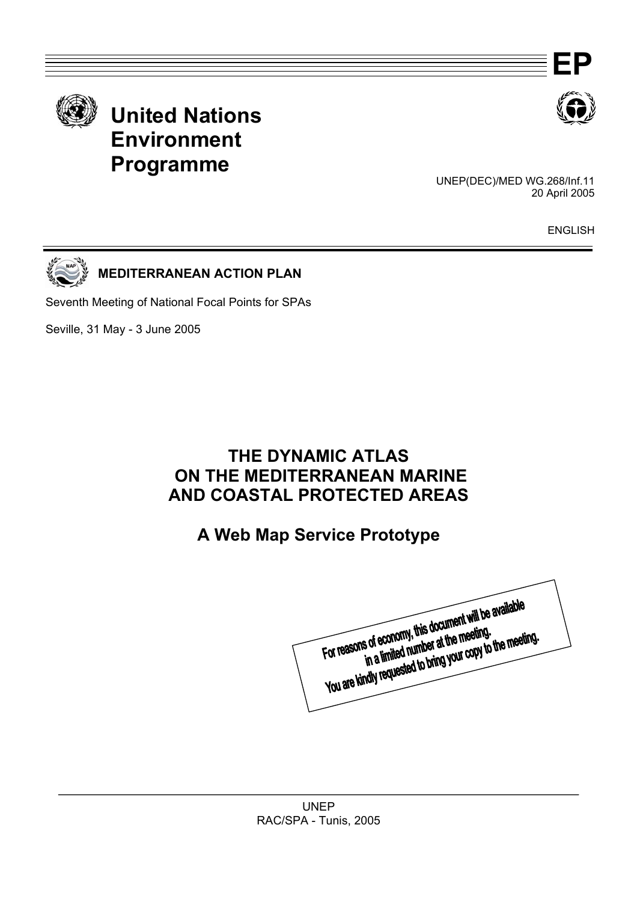EP

**United Nations Environment Programme**

UNEP(DEC)/MED WG.268/Inf.11
20 April 2005

ENGLISH

**MEDITERRANEAN ACTION PLAN**

Seventh Meeting of National Focal Points for SPAs

Seville, 31 May - 3 June 2005

# THE DYNAMIC ATLAS ON THE MEDITERRANEAN MARINE AND COASTAL PROTECTED AREAS

## A Web Map Service Prototype

For reasons of economy, this document will be available in a limited number at the meeting.
You are kindly requested to bring your copy to the meeting.

UNEP
RAC/SPA - Tunis, 2005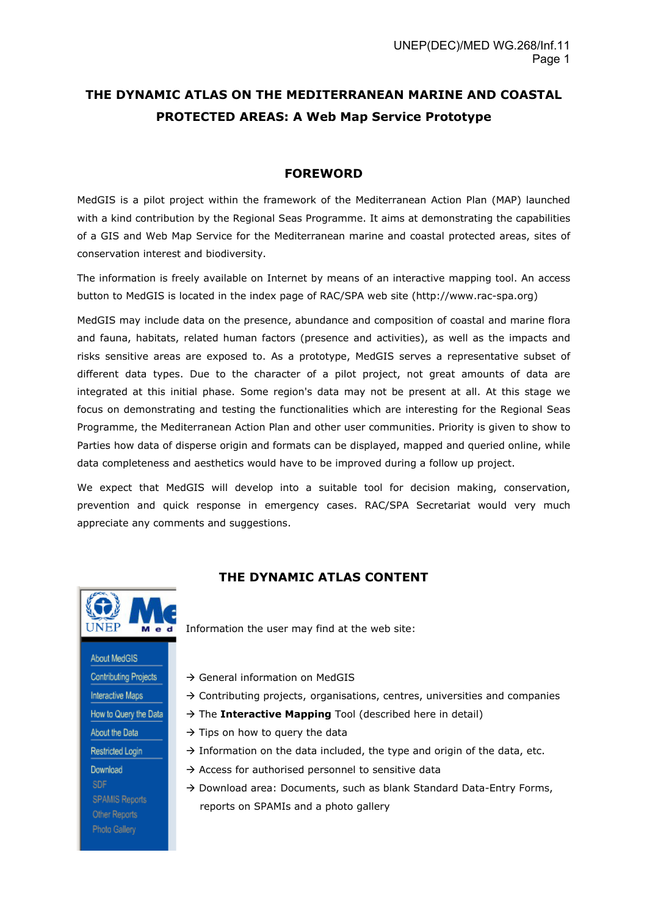# THE DYNAMIC ATLAS ON THE MEDITERRANEAN MARINE AND COASTAL PROTECTED AREAS: A Web Map Service Prototype

## FOREWORD

MedGIS is a pilot project within the framework of the Mediterranean Action Plan (MAP) launched with a kind contribution by the Regional Seas Programme. It aims at demonstrating the capabilities of a GIS and Web Map Service for the Mediterranean marine and coastal protected areas, sites of conservation interest and biodiversity.

The information is freely available on Internet by means of an interactive mapping tool. An access button to MedGIS is located in the index page of RAC/SPA web site (http://www.rac-spa.org)

MedGIS may include data on the presence, abundance and composition of coastal and marine flora and fauna, habitats, related human factors (presence and activities), as well as the impacts and risks sensitive areas are exposed to. As a prototype, MedGIS serves a representative subset of different data types. Due to the character of a pilot project, not great amounts of data are integrated at this initial phase. Some region's data may not be present at all. At this stage we focus on demonstrating and testing the functionalities which are interesting for the Regional Seas Programme, the Mediterranean Action Plan and other user communities. Priority is given to show to Parties how data of disperse origin and formats can be displayed, mapped and queried online, while data completeness and aesthetics would have to be improved during a follow up project.

We expect that MedGIS will develop into a suitable tool for decision making, conservation, prevention and quick response in emergency cases. RAC/SPA Secretariat would very much appreciate any comments and suggestions.

## THE DYNAMIC ATLAS CONTENT

UNEP Med

- About MedGIS
- Contributing Projects
- Interactive Maps
- How to Query the Data
- About the Data
- Restricted Login
- Download
  - SDF
  - SPAMIS Reports
  - Other Reports
  - Photo Gallery

Information the user may find at the web site:

→ General information on MedGIS

→ Contributing projects, organisations, centres, universities and companies

→ The **Interactive Mapping** Tool (described here in detail)

→ Tips on how to query the data

→ Information on the data included, the type and origin of the data, etc.

→ Access for authorised personnel to sensitive data

→ Download area: Documents, such as blank Standard Data-Entry Forms, reports on SPAMIs and a photo gallery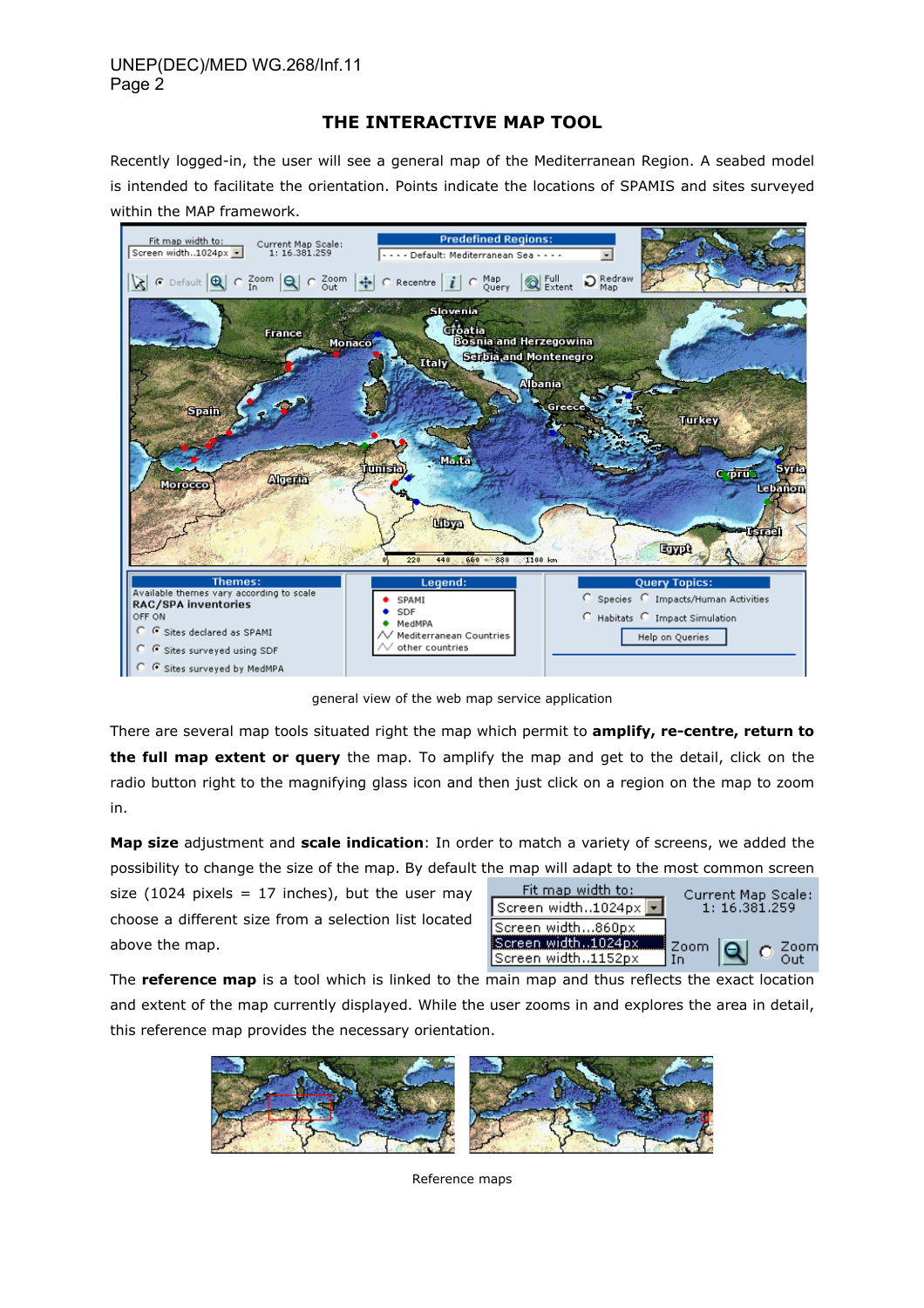## THE INTERACTIVE MAP TOOL

Recently logged-in, the user will see a general map of the Mediterranean Region. A seabed model is intended to facilitate the orientation. Points indicate the locations of SPAMIS and sites surveyed within the MAP framework.

general view of the web map service application

There are several map tools situated right the map which permit to **amplify, re-centre, return to the full map extent or query** the map. To amplify the map and get to the detail, click on the radio button right to the magnifying glass icon and then just click on a region on the map to zoom in.

**Map size** adjustment and **scale indication**: In order to match a variety of screens, we added the possibility to change the size of the map. By default the map will adapt to the most common screen size (1024 pixels = 17 inches), but the user may choose a different size from a selection list located above the map.

The **reference map** is a tool which is linked to the main map and thus reflects the exact location and extent of the map currently displayed. While the user zooms in and explores the area in detail, this reference map provides the necessary orientation.

Reference maps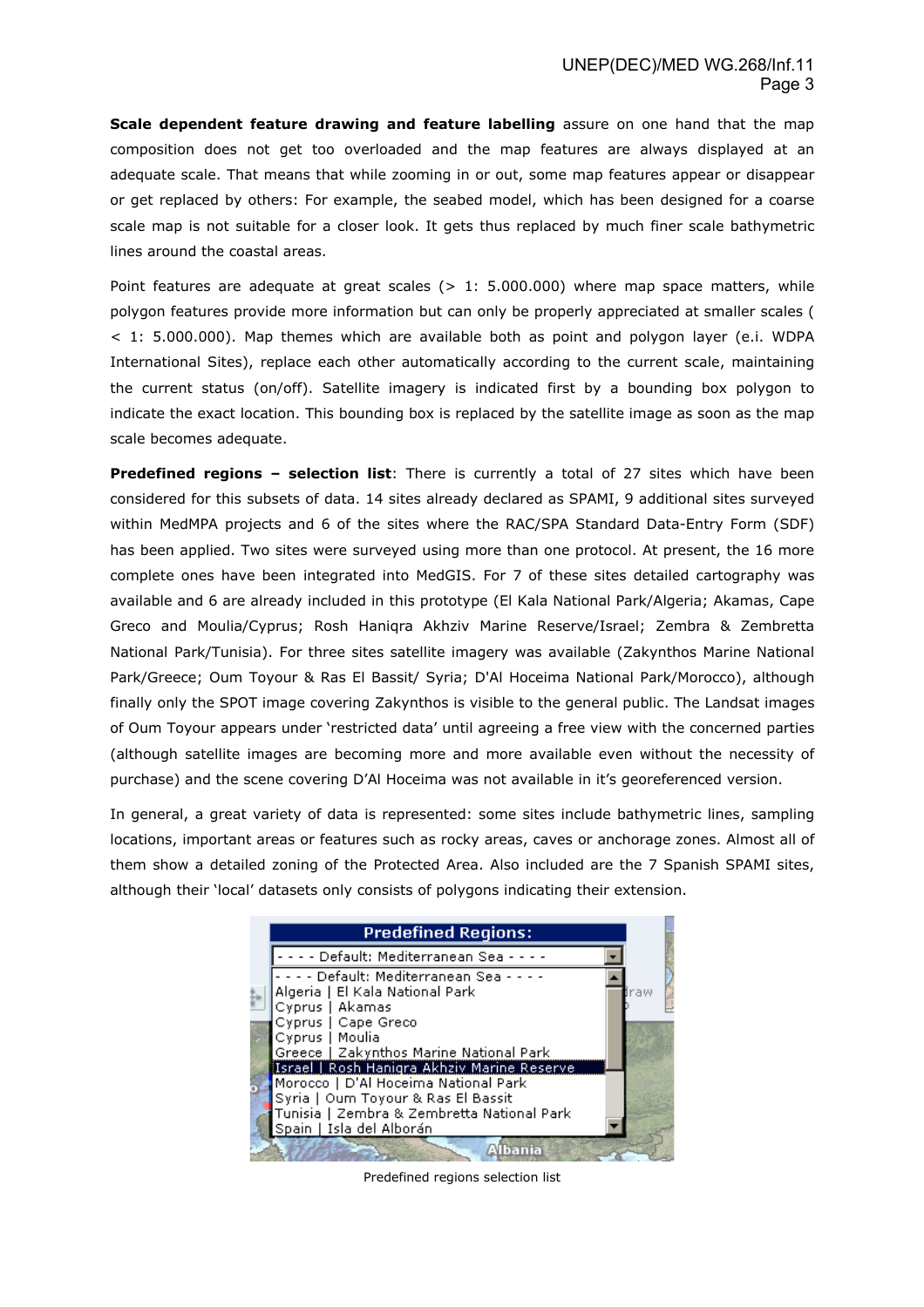**Scale dependent feature drawing and feature labelling** assure on one hand that the map composition does not get too overloaded and the map features are always displayed at an adequate scale. That means that while zooming in or out, some map features appear or disappear or get replaced by others: For example, the seabed model, which has been designed for a coarse scale map is not suitable for a closer look. It gets thus replaced by much finer scale bathymetric lines around the coastal areas.

Point features are adequate at great scales (> 1: 5.000.000) where map space matters, while polygon features provide more information but can only be properly appreciated at smaller scales ( < 1: 5.000.000). Map themes which are available both as point and polygon layer (e.i. WDPA International Sites), replace each other automatically according to the current scale, maintaining the current status (on/off). Satellite imagery is indicated first by a bounding box polygon to indicate the exact location. This bounding box is replaced by the satellite image as soon as the map scale becomes adequate.

**Predefined regions – selection list**: There is currently a total of 27 sites which have been considered for this subsets of data. 14 sites already declared as SPAMI, 9 additional sites surveyed within MedMPA projects and 6 of the sites where the RAC/SPA Standard Data-Entry Form (SDF) has been applied. Two sites were surveyed using more than one protocol. At present, the 16 more complete ones have been integrated into MedGIS. For 7 of these sites detailed cartography was available and 6 are already included in this prototype (El Kala National Park/Algeria; Akamas, Cape Greco and Moulia/Cyprus; Rosh Haniqra Akhziv Marine Reserve/Israel; Zembra & Zembretta National Park/Tunisia). For three sites satellite imagery was available (Zakynthos Marine National Park/Greece; Oum Toyour & Ras El Bassit/ Syria; D'Al Hoceima National Park/Morocco), although finally only the SPOT image covering Zakynthos is visible to the general public. The Landsat images of Oum Toyour appears under 'restricted data' until agreeing a free view with the concerned parties (although satellite images are becoming more and more available even without the necessity of purchase) and the scene covering D'Al Hoceima was not available in it's georeferenced version.

In general, a great variety of data is represented: some sites include bathymetric lines, sampling locations, important areas or features such as rocky areas, caves or anchorage zones. Almost all of them show a detailed zoning of the Protected Area. Also included are the 7 Spanish SPAMI sites, although their 'local' datasets only consists of polygons indicating their extension.

Predefined Regions:

- - - - Default: Mediterranean Sea - - - -
- Algeria | El Kala National Park
- Cyprus | Akamas
- Cyprus | Cape Greco
- Cyprus | Moulia
- Greece | Zakynthos Marine National Park
- Israel | Rosh Haniqra Akhziv Marine Reserve
- Morocco | D'Al Hoceima National Park
- Syria | Oum Toyour & Ras El Bassit
- Tunisia | Zembra & Zembretta National Park
- Spain | Isla del Alborán

Predefined regions selection list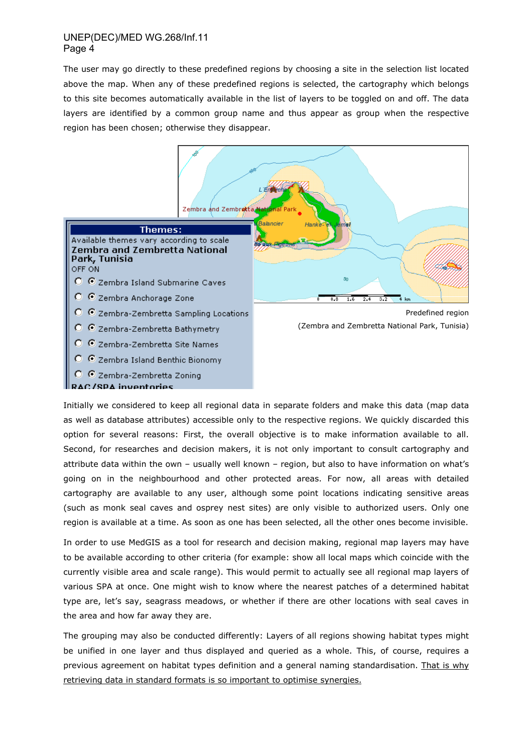The user may go directly to these predefined regions by choosing a site in the selection list located above the map. When any of these predefined regions is selected, the cartography which belongs to this site becomes automatically available in the list of layers to be toggled on and off. The data layers are identified by a common group name and thus appear as group when the respective region has been chosen; otherwise they disappear.

Predefined region

(Zembra and Zembretta National Park, Tunisia)

Initially we considered to keep all regional data in separate folders and make this data (map data as well as database attributes) accessible only to the respective regions. We quickly discarded this option for several reasons: First, the overall objective is to make information available to all. Second, for researches and decision makers, it is not only important to consult cartography and attribute data within the own – usually well known – region, but also to have information on what's going on in the neighbourhood and other protected areas. For now, all areas with detailed cartography are available to any user, although some point locations indicating sensitive areas (such as monk seal caves and osprey nest sites) are only visible to authorized users. Only one region is available at a time. As soon as one has been selected, all the other ones become invisible.

In order to use MedGIS as a tool for research and decision making, regional map layers may have to be available according to other criteria (for example: show all local maps which coincide with the currently visible area and scale range). This would permit to actually see all regional map layers of various SPA at once. One might wish to know where the nearest patches of a determined habitat type are, let's say, seagrass meadows, or whether if there are other locations with seal caves in the area and how far away they are.

The grouping may also be conducted differently: Layers of all regions showing habitat types might be unified in one layer and thus displayed and queried as a whole. This, of course, requires a previous agreement on habitat types definition and a general naming standardisation. <u>That is why retrieving data in standard formats is so important to optimise synergies.</u>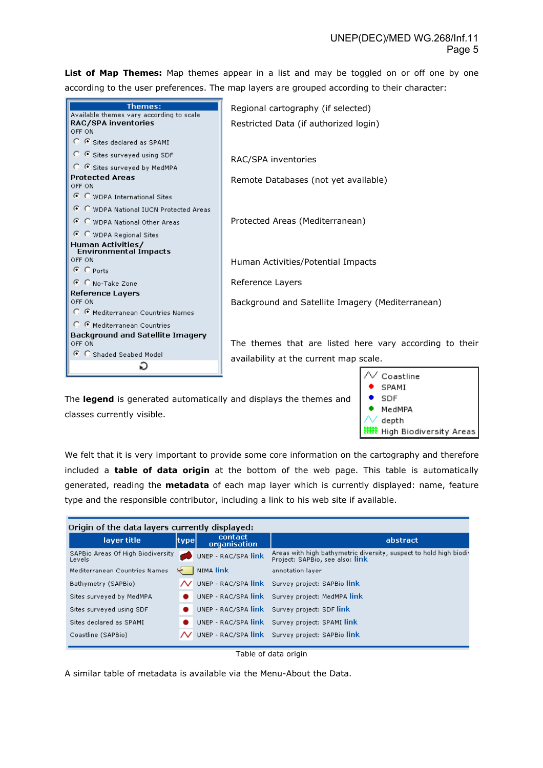**List of Map Themes:** Map themes appear in a list and may be toggled on or off one by one according to the user preferences. The map layers are grouped according to their character:

Themes:
Available themes vary according to scale

**RAC/SPA inventories**
OFF ON
- Sites declared as SPAMI
- Sites surveyed using SDF
- Sites surveyed by MedMPA

**Protected Areas**
OFF ON
- WDPA International Sites
- WDPA National IUCN Protected Areas
- WDPA National Other Areas
- WDPA Regional Sites

**Human Activities/ Environmental Impacts**
OFF ON
- Ports
- No-Take Zone

**Reference Layers**
OFF ON
- Mediterranean Countries Names
- Mediterranean Countries

**Background and Satellite Imagery**
OFF ON
- Shaded Seabed Model

Regional cartography (if selected)

Restricted Data (if authorized login)

RAC/SPA inventories

Remote Databases (not yet available)

Protected Areas (Mediterranean)

Human Activities/Potential Impacts

Reference Layers

Background and Satellite Imagery (Mediterranean)

The themes that are listed here vary according to their availability at the current map scale.

- Coastline
- SPAMI
- SDF
- MedMPA
- depth
- High Biodiversity Areas

The **legend** is generated automatically and displays the themes and classes currently visible.

We felt that it is very important to provide some core information on the cartography and therefore included a **table of data origin** at the bottom of the web page. This table is automatically generated, reading the **metadata** of each map layer which is currently displayed: name, feature type and the responsible contributor, including a link to his web site if available.

Origin of the data layers currently displayed:

| layer title | type | contact organisation | abstract |
|---|---|---|---|
| SAPBio Areas Of High Biodiversity Levels | | UNEP - RAC/SPA link | Areas with high bathymetric diversity, suspect to hold high biodi Project: SAPBio, see also: link |
| Mediterranean Countries Names | | NIMA link | annotation layer |
| Bathymetry (SAPBio) | | UNEP - RAC/SPA link | Survey project: SAPBio link |
| Sites surveyed by MedMPA | | UNEP - RAC/SPA link | Survey project: MedMPA link |
| Sites surveyed using SDF | | UNEP - RAC/SPA link | Survey project: SDF link |
| Sites declared as SPAMI | | UNEP - RAC/SPA link | Survey project: SPAMI link |
| Coastline (SAPBio) | | UNEP - RAC/SPA link | Survey project: SAPBio link |

Table of data origin

A similar table of metadata is available via the Menu-About the Data.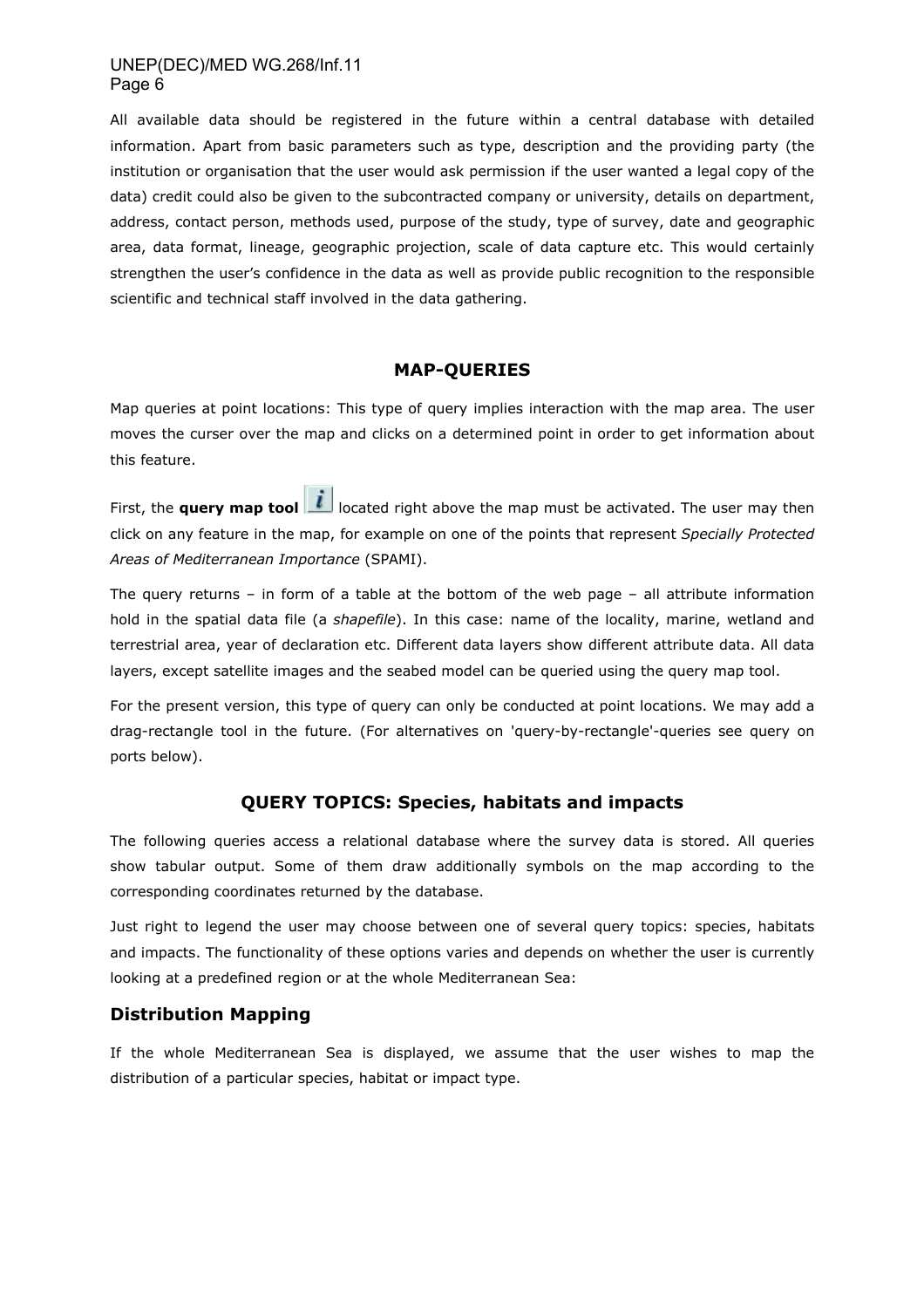All available data should be registered in the future within a central database with detailed information. Apart from basic parameters such as type, description and the providing party (the institution or organisation that the user would ask permission if the user wanted a legal copy of the data) credit could also be given to the subcontracted company or university, details on department, address, contact person, methods used, purpose of the study, type of survey, date and geographic area, data format, lineage, geographic projection, scale of data capture etc. This would certainly strengthen the user's confidence in the data as well as provide public recognition to the responsible scientific and technical staff involved in the data gathering.

## MAP-QUERIES

Map queries at point locations: This type of query implies interaction with the map area. The user moves the curser over the map and clicks on a determined point in order to get information about this feature.

First, the **query map tool** located right above the map must be activated. The user may then click on any feature in the map, for example on one of the points that represent *Specially Protected Areas of Mediterranean Importance* (SPAMI).

The query returns – in form of a table at the bottom of the web page – all attribute information hold in the spatial data file (a *shapefile*). In this case: name of the locality, marine, wetland and terrestrial area, year of declaration etc. Different data layers show different attribute data. All data layers, except satellite images and the seabed model can be queried using the query map tool.

For the present version, this type of query can only be conducted at point locations. We may add a drag-rectangle tool in the future. (For alternatives on 'query-by-rectangle'-queries see query on ports below).

## QUERY TOPICS: Species, habitats and impacts

The following queries access a relational database where the survey data is stored. All queries show tabular output. Some of them draw additionally symbols on the map according to the corresponding coordinates returned by the database.

Just right to legend the user may choose between one of several query topics: species, habitats and impacts. The functionality of these options varies and depends on whether the user is currently looking at a predefined region or at the whole Mediterranean Sea:

### Distribution Mapping

If the whole Mediterranean Sea is displayed, we assume that the user wishes to map the distribution of a particular species, habitat or impact type.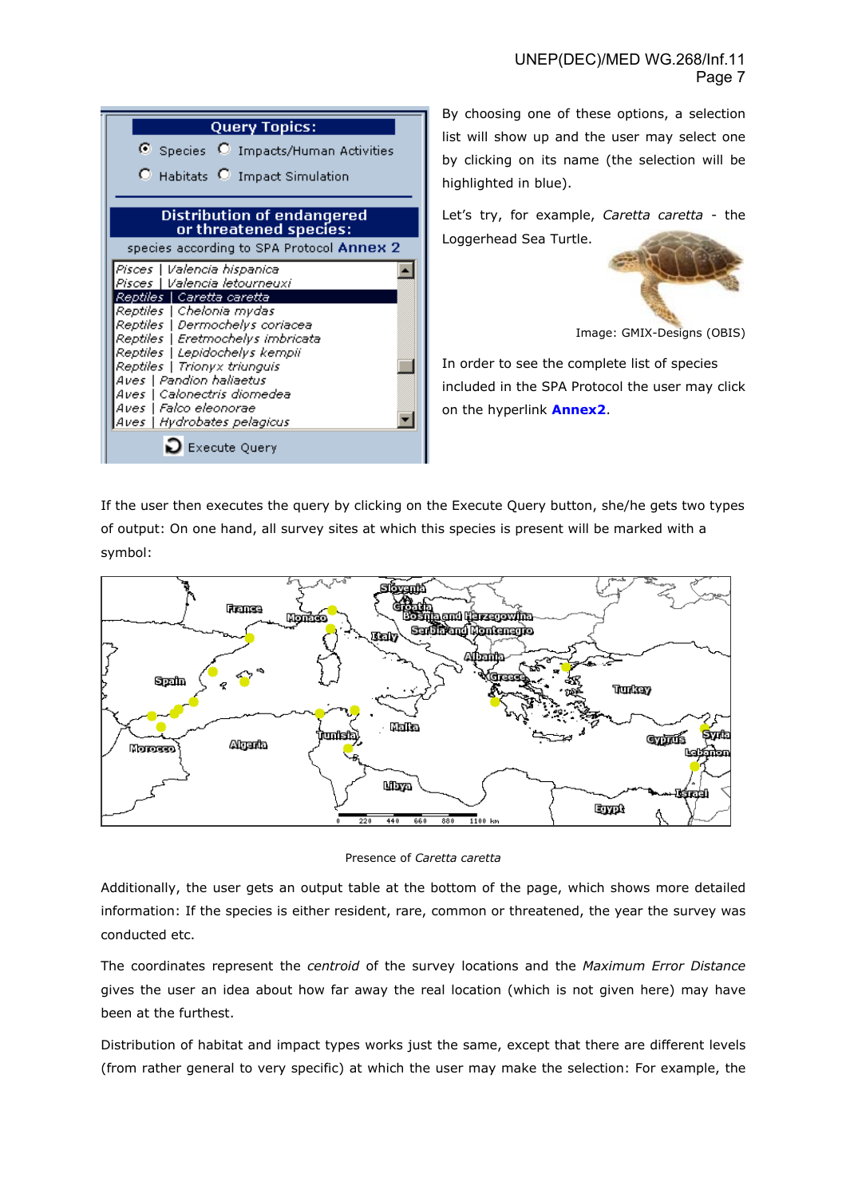By choosing one of these options, a selection list will show up and the user may select one by clicking on its name (the selection will be highlighted in blue).

Let's try, for example, *Caretta caretta* - the Loggerhead Sea Turtle.

Image: GMIX-Designs (OBIS)

In order to see the complete list of species included in the SPA Protocol the user may click on the hyperlink **Annex2**.

If the user then executes the query by clicking on the Execute Query button, she/he gets two types of output: On one hand, all survey sites at which this species is present will be marked with a symbol:

Presence of *Caretta caretta*

Additionally, the user gets an output table at the bottom of the page, which shows more detailed information: If the species is either resident, rare, common or threatened, the year the survey was conducted etc.

The coordinates represent the *centroid* of the survey locations and the *Maximum Error Distance* gives the user an idea about how far away the real location (which is not given here) may have been at the furthest.

Distribution of habitat and impact types works just the same, except that there are different levels (from rather general to very specific) at which the user may make the selection: For example, the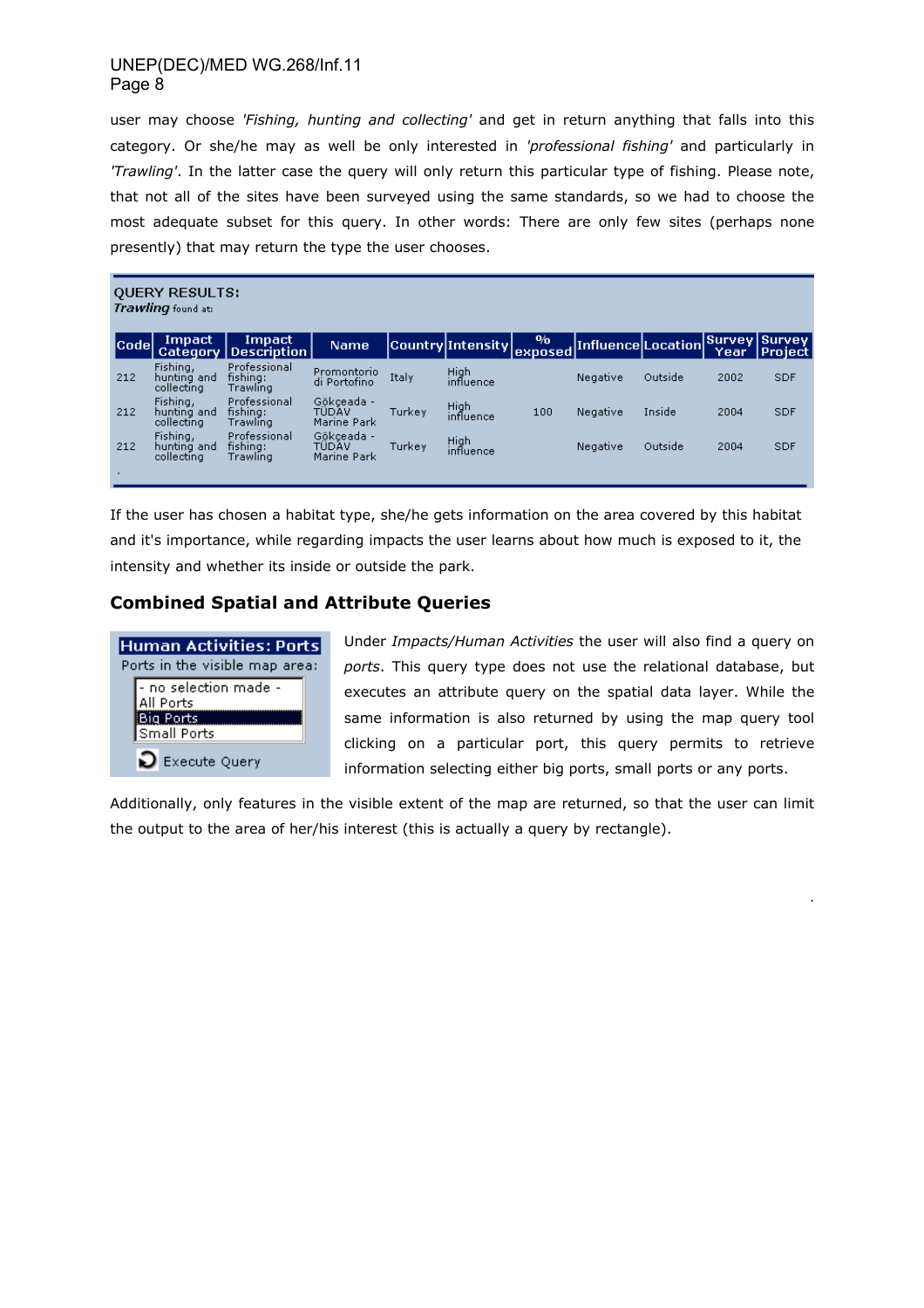user may choose *'Fishing, hunting and collecting'* and get in return anything that falls into this category. Or she/he may as well be only interested in *'professional fishing'* and particularly in *'Trawling'*. In the latter case the query will only return this particular type of fishing. Please note, that not all of the sites have been surveyed using the same standards, so we had to choose the most adequate subset for this query. In other words: There are only few sites (perhaps none presently) that may return the type the user chooses.

QUERY RESULTS:
*Trawling* found at:

| Code | Impact Category | Impact Description | Name | Country | Intensity | % exposed | Influence | Location | Survey Year | Survey Project |
|---|---|---|---|---|---|---|---|---|---|---|
| 212 | Fishing, hunting and collecting | Professional fishing: Trawling | Promontorio di Portofino | Italy | High influence | | Negative | Outside | 2002 | SDF |
| 212 | Fishing, hunting and collecting | Professional fishing: Trawling | Gökçeada - TÜDAV Marine Park | Turkey | High influence | 100 | Negative | Inside | 2004 | SDF |
| 212 | Fishing, hunting and collecting | Professional fishing: Trawling | Gökçeada - TÜDAV Marine Park | Turkey | High influence | | Negative | Outside | 2004 | SDF |

If the user has chosen a habitat type, she/he gets information on the area covered by this habitat and it's importance, while regarding impacts the user learns about how much is exposed to it, the intensity and whether its inside or outside the park.

## Combined Spatial and Attribute Queries

**Human Activities: Ports**
Ports in the visible map area:
- no selection made -
All Ports
Big Ports
Small Ports
Execute Query

Under *Impacts/Human Activities* the user will also find a query on *ports*. This query type does not use the relational database, but executes an attribute query on the spatial data layer. While the same information is also returned by using the map query tool clicking on a particular port, this query permits to retrieve information selecting either big ports, small ports or any ports.

Additionally, only features in the visible extent of the map are returned, so that the user can limit the output to the area of her/his interest (this is actually a query by rectangle).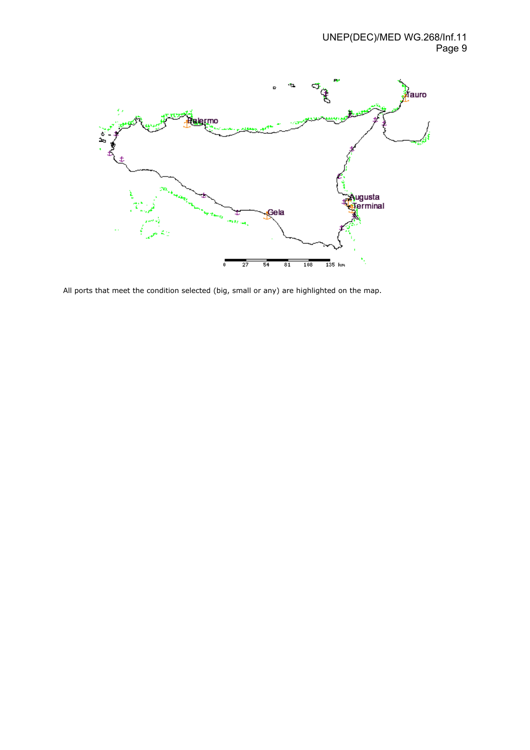All ports that meet the condition selected (big, small or any) are highlighted on the map.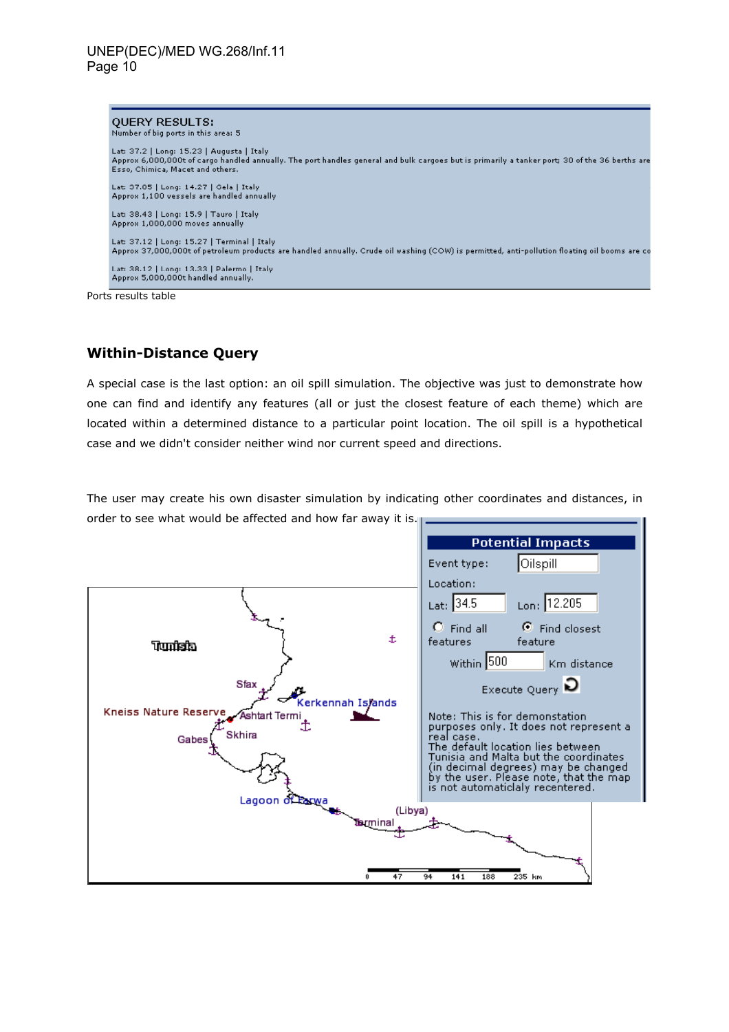**QUERY RESULTS:**
Number of big ports in this area: 5

Lat: 37.2 | Long: 15.23 | Augusta | Italy
Approx 6,000,000t of cargo handled annually. The port handles general and bulk cargoes but is primarily a tanker port; 30 of the 36 berths are Esso, Chimica, Macet and others.

Lat: 37.05 | Long: 14.27 | Gela | Italy
Approx 1,100 vessels are handled annually

Lat: 38.43 | Long: 15.9 | Tauro | Italy
Approx 1,000,000 moves annually

Lat: 37.12 | Long: 15.27 | Terminal | Italy
Approx 37,000,000t of petroleum products are handled annually. Crude oil washing (COW) is permitted, anti-pollution floating oil booms are co

Lat: 38.12 | Long: 13.33 | Palermo | Italy
Approx 5,000,000t handled annually.

Ports results table

## Within-Distance Query

A special case is the last option: an oil spill simulation. The objective was just to demonstrate how one can find and identify any features (all or just the closest feature of each theme) which are located within a determined distance to a particular point location. The oil spill is a hypothetical case and we didn't consider neither wind nor current speed and directions.

The user may create his own disaster simulation by indicating other coordinates and distances, in order to see what would be affected and how far away it is.

**Potential Impacts**

Event type: Oilspill

Location:

Lat: 34.5 Lon: 12.205

Find all features / Find closest feature

Within 500 Km distance

Execute Query

Note: This is for demonstration purposes only. It does not represent a real case.
The default location lies between Tunisia and Malta but the coordinates (in decimal degrees) may be changed by the user. Please note, that the map is not automaticlaly recentered.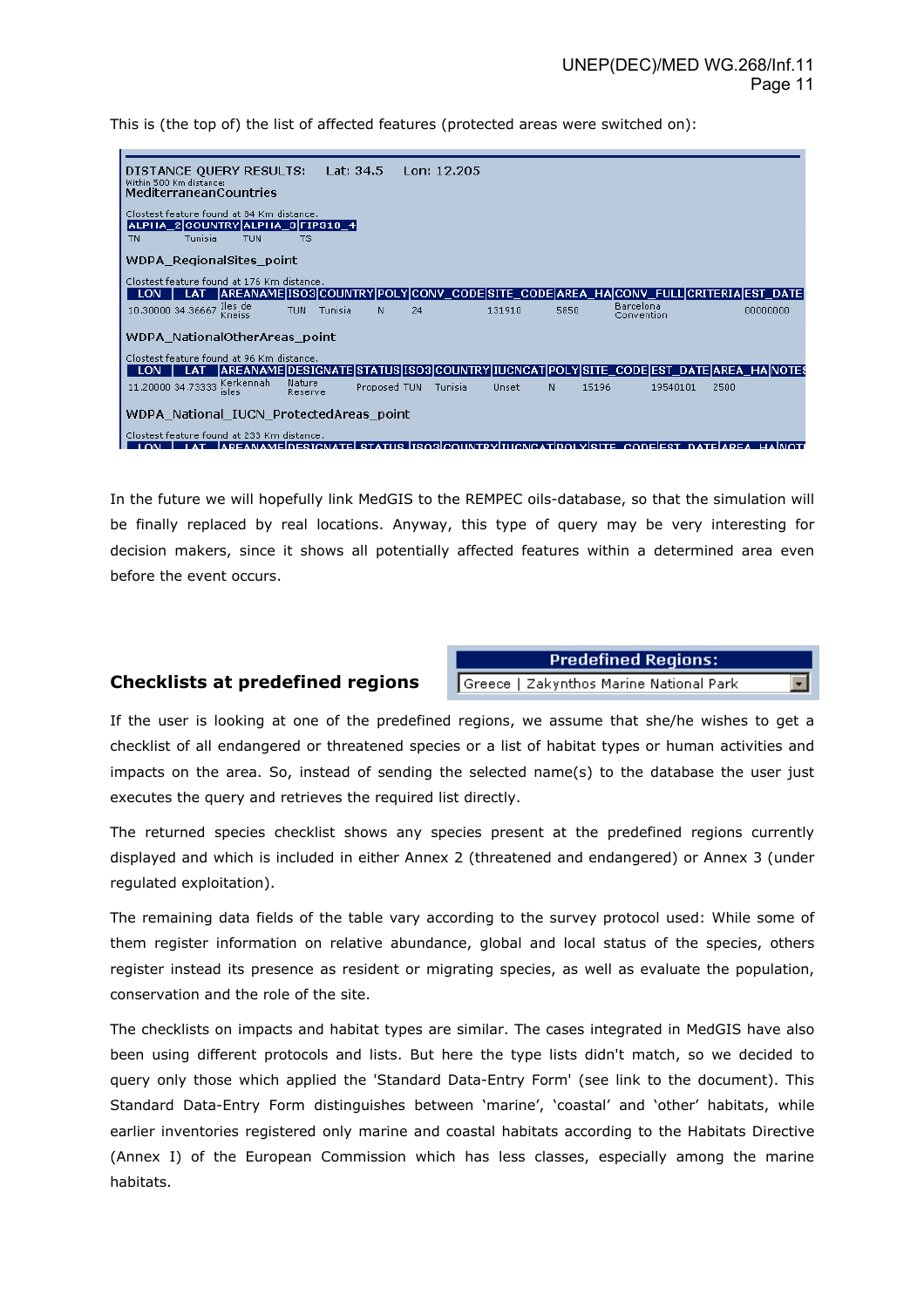This is (the top of) the list of affected features (protected areas were switched on):

DISTANCE QUERY RESULTS: Lat: 34.5 Lon: 12.205
Within 500 Km distance:
MediterraneanCountries

Clostest feature found at 84 Km distance.

| ALPHA_2 | COUNTRY | ALPHA_3 | FIPS10_4 |
|---|---|---|---|
| TN | Tunisia | TUN | TS |

WDPA_RegionalSites_point

Clostest feature found at 176 Km distance.

| LON | LAT | AREANAME | ISO3 | COUNTRY | POLY | CONV_CODE | SITE_CODE | AREA_HA | CONV_FULL | CRITERIA | EST_DATE |
|---|---|---|---|---|---|---|---|---|---|---|---|
| 10.30000 | 34.36667 | Iles de Kneiss | TUN | Tunisia | N | 24 | 131910 | 5850 | Barcelona Convention | | 00000000 |

WDPA_NationalOtherAreas_point

Clostest feature found at 96 Km distance.

| LON | LAT | AREANAME | DESIGNATE | STATUS | ISO3 | COUNTRY | IUCNCAT | POLY | SITE_CODE | EST_DATE | AREA_HA | NOTES |
|---|---|---|---|---|---|---|---|---|---|---|---|---|
| 11.20000 | 34.73333 | Kerkennah isles | Nature Reserve | Proposed | TUN | Tunisia | Unset | N | 15196 | 19540101 | 2500 | |

WDPA_National_IUCN_ProtectedAreas_point

Clostest feature found at 233 Km distance.

In the future we will hopefully link MedGIS to the REMPEC oils-database, so that the simulation will be finally replaced by real locations. Anyway, this type of query may be very interesting for decision makers, since it shows all potentially affected features within a determined area even before the event occurs.

## Checklists at predefined regions

Predefined Regions: Greece | Zakynthos Marine National Park

If the user is looking at one of the predefined regions, we assume that she/he wishes to get a checklist of all endangered or threatened species or a list of habitat types or human activities and impacts on the area. So, instead of sending the selected name(s) to the database the user just executes the query and retrieves the required list directly.

The returned species checklist shows any species present at the predefined regions currently displayed and which is included in either Annex 2 (threatened and endangered) or Annex 3 (under regulated exploitation).

The remaining data fields of the table vary according to the survey protocol used: While some of them register information on relative abundance, global and local status of the species, others register instead its presence as resident or migrating species, as well as evaluate the population, conservation and the role of the site.

The checklists on impacts and habitat types are similar. The cases integrated in MedGIS have also been using different protocols and lists. But here the type lists didn't match, so we decided to query only those which applied the 'Standard Data-Entry Form' (see link to the document). This Standard Data-Entry Form distinguishes between 'marine', 'coastal' and 'other' habitats, while earlier inventories registered only marine and coastal habitats according to the Habitats Directive (Annex I) of the European Commission which has less classes, especially among the marine habitats.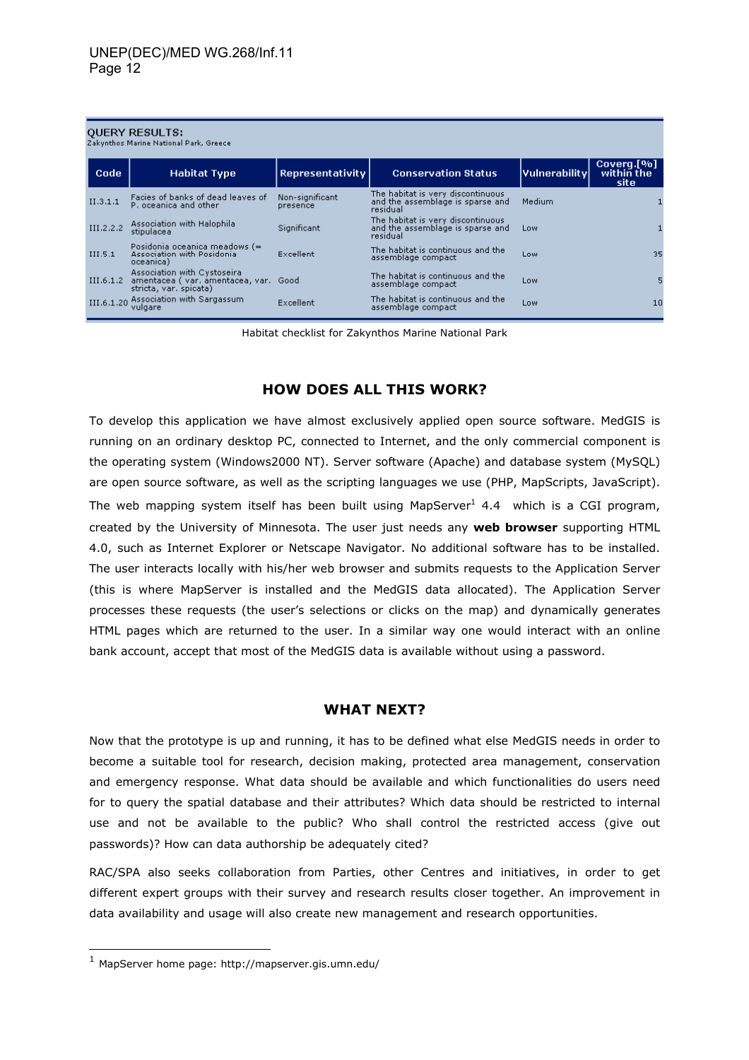**QUERY RESULTS:**
Zakynthos Marine National Park, Greece

| Code | Habitat Type | Representativity | Conservation Status | Vulnerability | Coverg.[%] within the site |
|---|---|---|---|---|---|
| II.3.1.1 | Facies of banks of dead leaves of P. oceanica and other | Non-significant presence | The habitat is very discontinuous and the assemblage is sparse and residual | Medium | 1 |
| III.2.2.2 | Association with Halophila stipulacea | Significant | The habitat is very discontinuous and the assemblage is sparse and residual | Low | 1 |
| III.5.1 | Posidonia oceanica meadows (= Association with Posidonia oceanica) | Excellent | The habitat is continuous and the assemblage compact | Low | 35 |
| III.6.1.2 | Association with Cystoseira amentacea ( var. amentacea, var. stricta, var. spicata) | Good | The habitat is continuous and the assemblage compact | Low | 5 |
| III.6.1.20 | Association with Sargassum vulgare | Excellent | The habitat is continuous and the assemblage compact | Low | 10 |

Habitat checklist for Zakynthos Marine National Park

## HOW DOES ALL THIS WORK?

To develop this application we have almost exclusively applied open source software. MedGIS is running on an ordinary desktop PC, connected to Internet, and the only commercial component is the operating system (Windows2000 NT). Server software (Apache) and database system (MySQL) are open source software, as well as the scripting languages we use (PHP, MapScripts, JavaScript). The web mapping system itself has been built using MapServer[1] 4.4 which is a CGI program, created by the University of Minnesota. The user just needs any **web browser** supporting HTML 4.0, such as Internet Explorer or Netscape Navigator. No additional software has to be installed. The user interacts locally with his/her web browser and submits requests to the Application Server (this is where MapServer is installed and the MedGIS data allocated). The Application Server processes these requests (the user's selections or clicks on the map) and dynamically generates HTML pages which are returned to the user. In a similar way one would interact with an online bank account, accept that most of the MedGIS data is available without using a password.

## WHAT NEXT?

Now that the prototype is up and running, it has to be defined what else MedGIS needs in order to become a suitable tool for research, decision making, protected area management, conservation and emergency response. What data should be available and which functionalities do users need for to query the spatial database and their attributes? Which data should be restricted to internal use and not be available to the public? Who shall control the restricted access (give out passwords)? How can data authorship be adequately cited?

RAC/SPA also seeks collaboration from Parties, other Centres and initiatives, in order to get different expert groups with their survey and research results closer together. An improvement in data availability and usage will also create new management and research opportunities.

[1] MapServer home page: http://mapserver.gis.umn.edu/